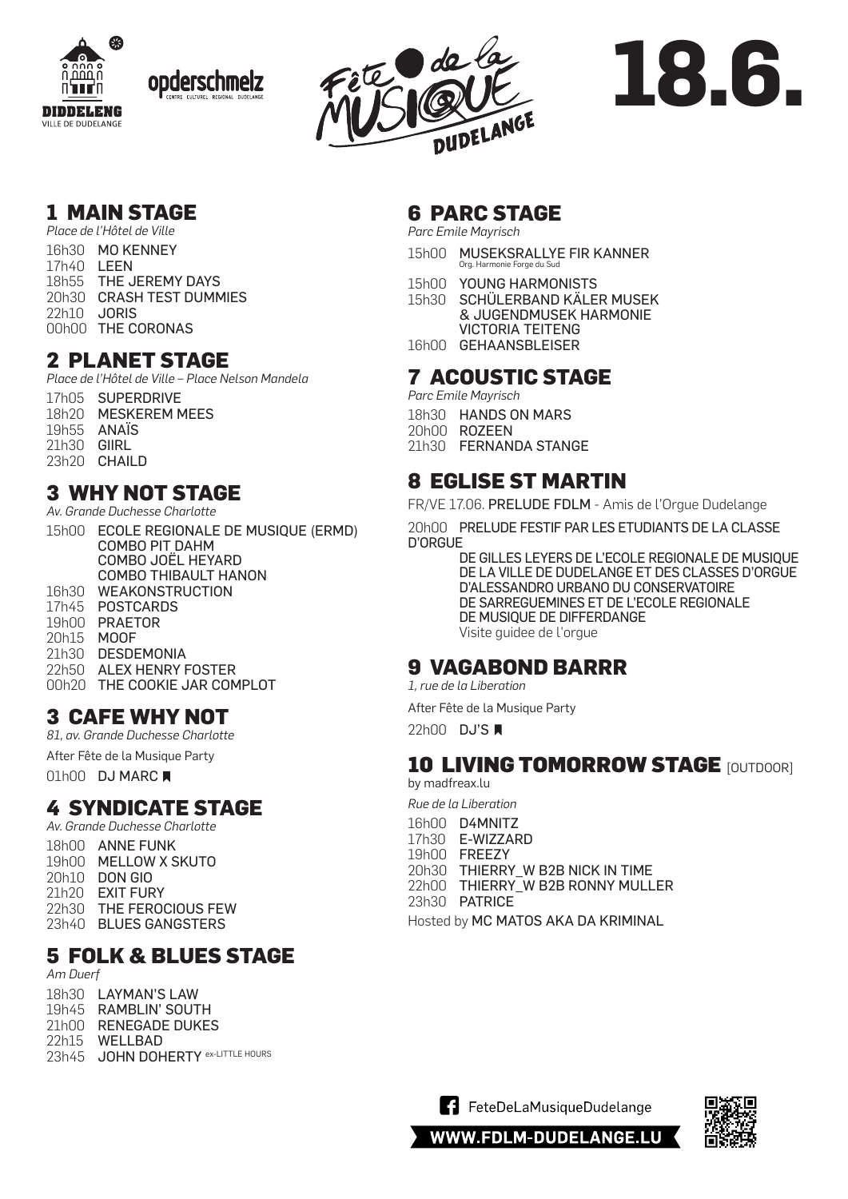DIDDELENG
VILLE DE DUDELANGE

opderschmelz
CENTRE CULTUREL REGIONAL DUDELANGE

# Fête de la MUSIQUE DUDELANGE

# 18.6.

## 1 MAIN STAGE

*Place de l'Hôtel de Ville*

16h30 MO KENNEY
17h40 LEEN
18h55 THE JEREMY DAYS
20h30 CRASH TEST DUMMIES
22h10 JORIS
00h00 THE CORONAS

## 2 PLANET STAGE

*Place de l'Hôtel de Ville – Place Nelson Mandela*

17h05 SUPERDRIVE
18h20 MESKEREM MEES
19h55 ANAÏS
21h30 GIIRL
23h20 CHAILD

## 3 WHY NOT STAGE

*Av. Grande Duchesse Charlotte*

15h00 ECOLE REGIONALE DE MUSIQUE (ERMD)
COMBO PIT DAHM
COMBO JOËL HEYARD
COMBO THIBAULT HANON
16h30 WEAKONSTRUCTION
17h45 POSTCARDS
19h00 PRAETOR
20h15 MOOF
21h30 DESDEMONIA
22h50 ALEX HENRY FOSTER
00h20 THE COOKIE JAR COMPLOT

## 3 CAFE WHY NOT

*81, av. Grande Duchesse Charlotte*

After Fête de la Musique Party

01h00 DJ MARC

## 4 SYNDICATE STAGE

*Av. Grande Duchesse Charlotte*

18h00 ANNE FUNK
19h00 MELLOW X SKUTO
20h10 DON GIO
21h20 EXIT FURY
22h30 THE FEROCIOUS FEW
23h40 BLUES GANGSTERS

## 5 FOLK & BLUES STAGE

*Am Duerf*

18h30 LAYMAN'S LAW
19h45 RAMBLIN' SOUTH
21h00 RENEGADE DUKES
22h15 WELLBAD
23h45 JOHN DOHERTY ex-LITTLE HOURS

## 6 PARC STAGE

*Parc Emile Mayrisch*

15h00 MUSEKSRALLYE FIR KANNER
Org. Harmonie Forge du Sud
15h00 YOUNG HARMONISTS
15h30 SCHÜLERBAND KÄLER MUSEK & JUGENDMUSEK HARMONIE VICTORIA TEITENG
16h00 GEHAANSBLEISER

## 7 ACOUSTIC STAGE

*Parc Emile Mayrisch*

18h30 HANDS ON MARS
20h00 ROZEEN
21h30 FERNANDA STANGE

## 8 EGLISE ST MARTIN

FR/VE 17.06. PRELUDE FDLM - Amis de l'Orgue Dudelange

20h00 PRELUDE FESTIF PAR LES ETUDIANTS DE LA CLASSE D'ORGUE DE GILLES LEYERS DE L'ECOLE REGIONALE DE MUSIQUE DE LA VILLE DE DUDELANGE ET DES CLASSES D'ORGUE D'ALESSANDRO URBANO DU CONSERVATOIRE DE SARREGUEMINES ET DE L'ECOLE REGIONALE DE MUSIQUE DE DIFFERDANGE
Visite guidee de l'orgue

## 9 VAGABOND BARRR

*1, rue de la Liberation*

After Fête de la Musique Party

22h00 DJ'S

## 10 LIVING TOMORROW STAGE [OUTDOOR]

by madfreax.lu

*Rue de la Liberation*

16h00 D4MNITZ
17h30 E-WIZZARD
19h00 FREEZY
20h30 THIERRY_W B2B NICK IN TIME
22h00 THIERRY_W B2B RONNY MULLER
23h30 PATRICE

Hosted by MC MATOS AKA DA KRIMINAL

FeteDeLaMusiqueDudelange

WWW.FDLM-DUDELANGE.LU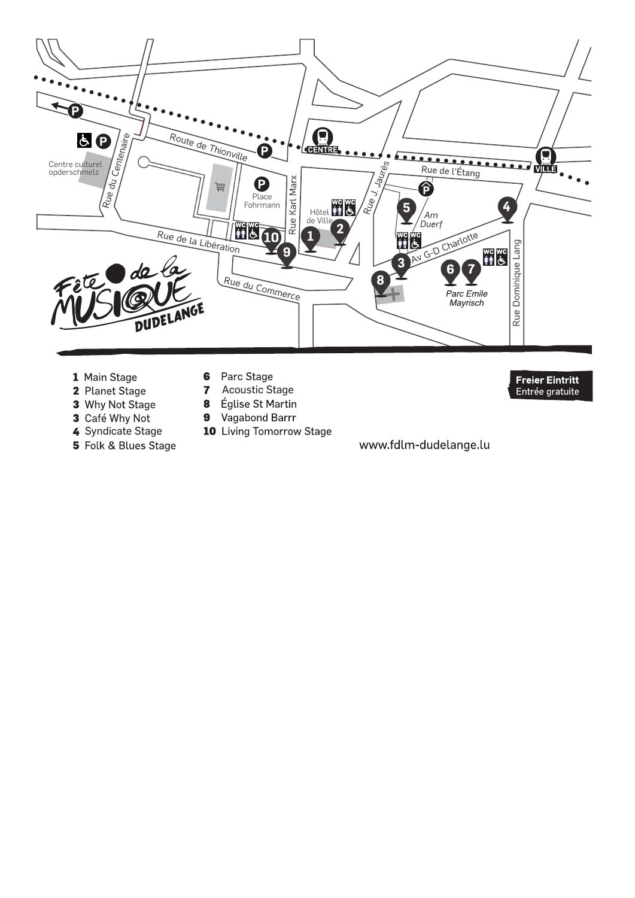1 Main Stage
2 Planet Stage
3 Why Not Stage
3 Café Why Not
4 Syndicate Stage
5 Folk & Blues Stage
6 Parc Stage
7 Acoustic Stage
8 Église St Martin
9 Vagabond Barrr
10 Living Tomorrow Stage

**Freier Eintritt**
Entrée gratuite

www.fdlm-dudelange.lu